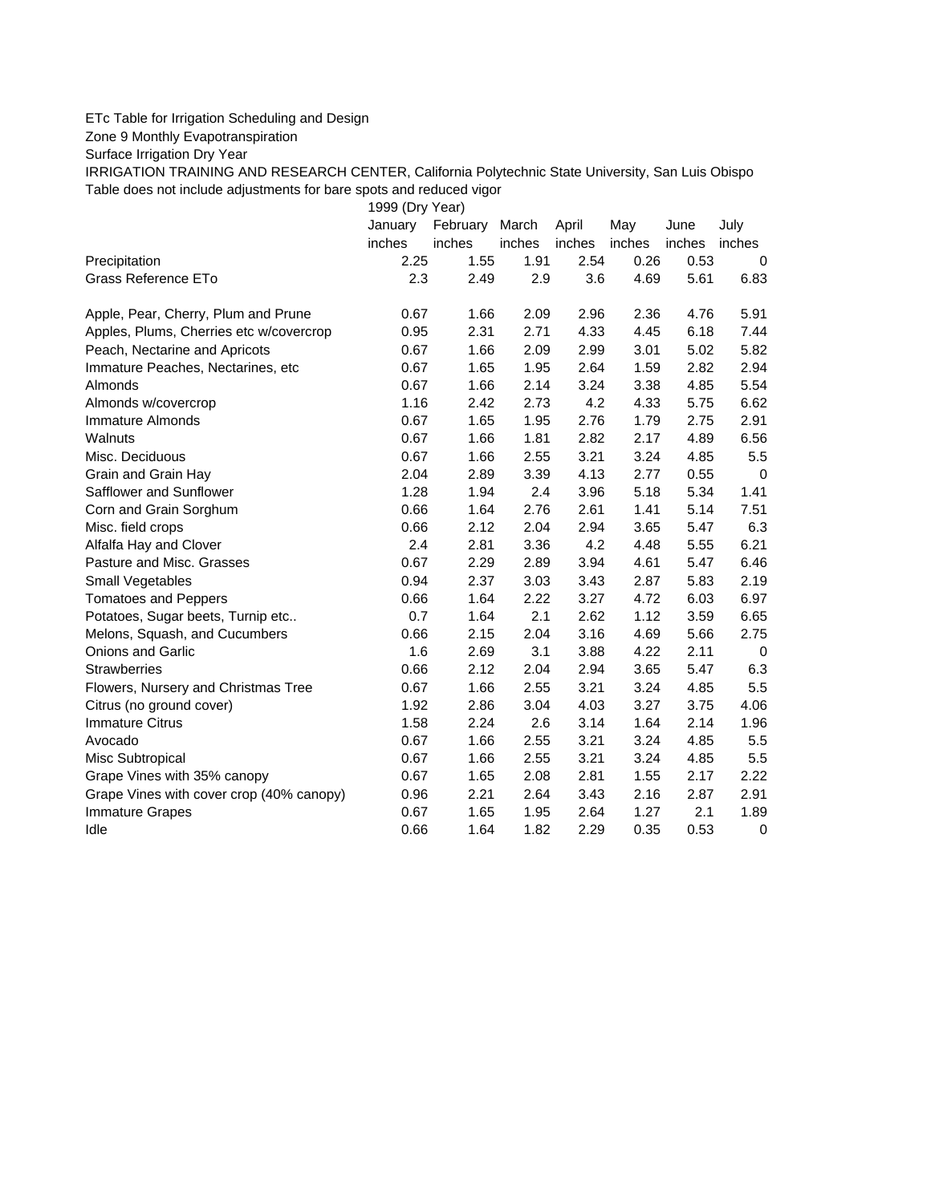ETc Table for Irrigation Scheduling and Design

Zone 9 Monthly Evapotranspiration

Surface Irrigation Dry Year

IRRIGATION TRAINING AND RESEARCH CENTER, California Polytechnic State University, San Luis Obispo

Table does not include adjustments for bare spots and reduced vigor

| | 1999 (Dry Year) | | | | | | |
|---|---|---|---|---|---|---|---|
| | January | February | March | April | May | June | July |
| | inches | inches | inches | inches | inches | inches | inches |
| Precipitation | 2.25 | 1.55 | 1.91 | 2.54 | 0.26 | 0.53 | 0 |
| Grass Reference ETo | 2.3 | 2.49 | 2.9 | 3.6 | 4.69 | 5.61 | 6.83 |
| | | | | | | | |
| Apple, Pear, Cherry, Plum and Prune | 0.67 | 1.66 | 2.09 | 2.96 | 2.36 | 4.76 | 5.91 |
| Apples, Plums, Cherries etc w/covercrop | 0.95 | 2.31 | 2.71 | 4.33 | 4.45 | 6.18 | 7.44 |
| Peach, Nectarine and Apricots | 0.67 | 1.66 | 2.09 | 2.99 | 3.01 | 5.02 | 5.82 |
| Immature Peaches, Nectarines, etc | 0.67 | 1.65 | 1.95 | 2.64 | 1.59 | 2.82 | 2.94 |
| Almonds | 0.67 | 1.66 | 2.14 | 3.24 | 3.38 | 4.85 | 5.54 |
| Almonds w/covercrop | 1.16 | 2.42 | 2.73 | 4.2 | 4.33 | 5.75 | 6.62 |
| Immature Almonds | 0.67 | 1.65 | 1.95 | 2.76 | 1.79 | 2.75 | 2.91 |
| Walnuts | 0.67 | 1.66 | 1.81 | 2.82 | 2.17 | 4.89 | 6.56 |
| Misc. Deciduous | 0.67 | 1.66 | 2.55 | 3.21 | 3.24 | 4.85 | 5.5 |
| Grain and Grain Hay | 2.04 | 2.89 | 3.39 | 4.13 | 2.77 | 0.55 | 0 |
| Safflower and Sunflower | 1.28 | 1.94 | 2.4 | 3.96 | 5.18 | 5.34 | 1.41 |
| Corn and Grain Sorghum | 0.66 | 1.64 | 2.76 | 2.61 | 1.41 | 5.14 | 7.51 |
| Misc. field crops | 0.66 | 2.12 | 2.04 | 2.94 | 3.65 | 5.47 | 6.3 |
| Alfalfa Hay and Clover | 2.4 | 2.81 | 3.36 | 4.2 | 4.48 | 5.55 | 6.21 |
| Pasture and Misc. Grasses | 0.67 | 2.29 | 2.89 | 3.94 | 4.61 | 5.47 | 6.46 |
| Small Vegetables | 0.94 | 2.37 | 3.03 | 3.43 | 2.87 | 5.83 | 2.19 |
| Tomatoes and Peppers | 0.66 | 1.64 | 2.22 | 3.27 | 4.72 | 6.03 | 6.97 |
| Potatoes, Sugar beets, Turnip etc.. | 0.7 | 1.64 | 2.1 | 2.62 | 1.12 | 3.59 | 6.65 |
| Melons, Squash, and Cucumbers | 0.66 | 2.15 | 2.04 | 3.16 | 4.69 | 5.66 | 2.75 |
| Onions and Garlic | 1.6 | 2.69 | 3.1 | 3.88 | 4.22 | 2.11 | 0 |
| Strawberries | 0.66 | 2.12 | 2.04 | 2.94 | 3.65 | 5.47 | 6.3 |
| Flowers, Nursery and Christmas Tree | 0.67 | 1.66 | 2.55 | 3.21 | 3.24 | 4.85 | 5.5 |
| Citrus (no ground cover) | 1.92 | 2.86 | 3.04 | 4.03 | 3.27 | 3.75 | 4.06 |
| Immature Citrus | 1.58 | 2.24 | 2.6 | 3.14 | 1.64 | 2.14 | 1.96 |
| Avocado | 0.67 | 1.66 | 2.55 | 3.21 | 3.24 | 4.85 | 5.5 |
| Misc Subtropical | 0.67 | 1.66 | 2.55 | 3.21 | 3.24 | 4.85 | 5.5 |
| Grape Vines with 35% canopy | 0.67 | 1.65 | 2.08 | 2.81 | 1.55 | 2.17 | 2.22 |
| Grape Vines with cover crop (40% canopy) | 0.96 | 2.21 | 2.64 | 3.43 | 2.16 | 2.87 | 2.91 |
| Immature Grapes | 0.67 | 1.65 | 1.95 | 2.64 | 1.27 | 2.1 | 1.89 |
| Idle | 0.66 | 1.64 | 1.82 | 2.29 | 0.35 | 0.53 | 0 |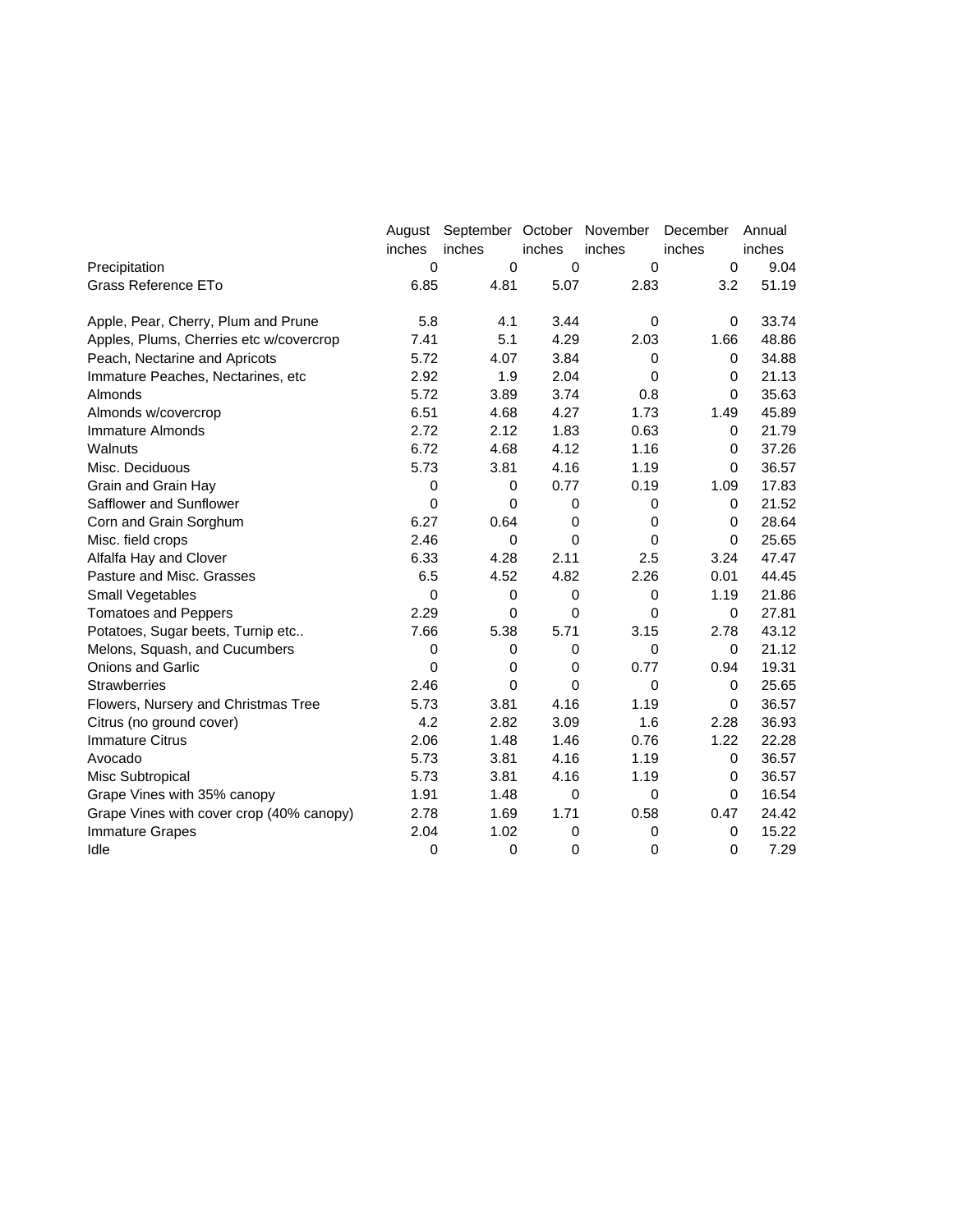| | August inches | September inches | October inches | November inches | December inches | Annual inches |
|---|---|---|---|---|---|---|
| Precipitation | 0 | 0 | 0 | 0 | 0 | 9.04 |
| Grass Reference ETo | 6.85 | 4.81 | 5.07 | 2.83 | 3.2 | 51.19 |
| | | | | | | |
| Apple, Pear, Cherry, Plum and Prune | 5.8 | 4.1 | 3.44 | 0 | 0 | 33.74 |
| Apples, Plums, Cherries etc w/covercrop | 7.41 | 5.1 | 4.29 | 2.03 | 1.66 | 48.86 |
| Peach, Nectarine and Apricots | 5.72 | 4.07 | 3.84 | 0 | 0 | 34.88 |
| Immature Peaches, Nectarines, etc | 2.92 | 1.9 | 2.04 | 0 | 0 | 21.13 |
| Almonds | 5.72 | 3.89 | 3.74 | 0.8 | 0 | 35.63 |
| Almonds w/covercrop | 6.51 | 4.68 | 4.27 | 1.73 | 1.49 | 45.89 |
| Immature Almonds | 2.72 | 2.12 | 1.83 | 0.63 | 0 | 21.79 |
| Walnuts | 6.72 | 4.68 | 4.12 | 1.16 | 0 | 37.26 |
| Misc. Deciduous | 5.73 | 3.81 | 4.16 | 1.19 | 0 | 36.57 |
| Grain and Grain Hay | 0 | 0 | 0.77 | 0.19 | 1.09 | 17.83 |
| Safflower and Sunflower | 0 | 0 | 0 | 0 | 0 | 21.52 |
| Corn and Grain Sorghum | 6.27 | 0.64 | 0 | 0 | 0 | 28.64 |
| Misc. field crops | 2.46 | 0 | 0 | 0 | 0 | 25.65 |
| Alfalfa Hay and Clover | 6.33 | 4.28 | 2.11 | 2.5 | 3.24 | 47.47 |
| Pasture and Misc. Grasses | 6.5 | 4.52 | 4.82 | 2.26 | 0.01 | 44.45 |
| Small Vegetables | 0 | 0 | 0 | 0 | 1.19 | 21.86 |
| Tomatoes and Peppers | 2.29 | 0 | 0 | 0 | 0 | 27.81 |
| Potatoes, Sugar beets, Turnip etc.. | 7.66 | 5.38 | 5.71 | 3.15 | 2.78 | 43.12 |
| Melons, Squash, and Cucumbers | 0 | 0 | 0 | 0 | 0 | 21.12 |
| Onions and Garlic | 0 | 0 | 0 | 0.77 | 0.94 | 19.31 |
| Strawberries | 2.46 | 0 | 0 | 0 | 0 | 25.65 |
| Flowers, Nursery and Christmas Tree | 5.73 | 3.81 | 4.16 | 1.19 | 0 | 36.57 |
| Citrus (no ground cover) | 4.2 | 2.82 | 3.09 | 1.6 | 2.28 | 36.93 |
| Immature Citrus | 2.06 | 1.48 | 1.46 | 0.76 | 1.22 | 22.28 |
| Avocado | 5.73 | 3.81 | 4.16 | 1.19 | 0 | 36.57 |
| Misc Subtropical | 5.73 | 3.81 | 4.16 | 1.19 | 0 | 36.57 |
| Grape Vines with 35% canopy | 1.91 | 1.48 | 0 | 0 | 0 | 16.54 |
| Grape Vines with cover crop (40% canopy) | 2.78 | 1.69 | 1.71 | 0.58 | 0.47 | 24.42 |
| Immature Grapes | 2.04 | 1.02 | 0 | 0 | 0 | 15.22 |
| Idle | 0 | 0 | 0 | 0 | 0 | 7.29 |